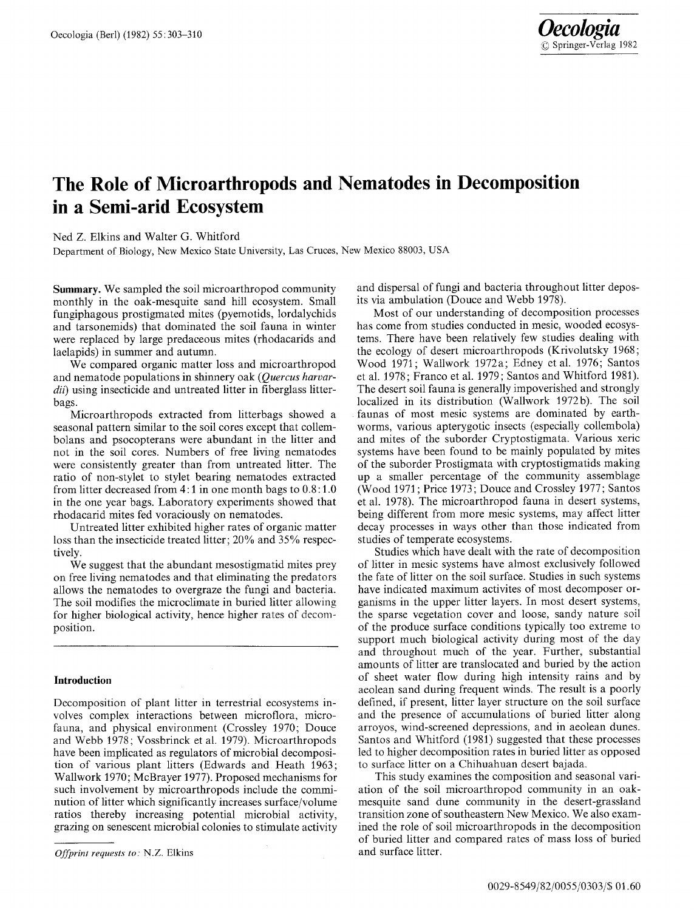# The Role of Microarthropods and Nematodes in Decomposition in a Semi-arid Ecosystem

Ned Z. Elkins and Walter G. Whitford

Department of Biology, New Mexico State University, Las Cruces, New Mexico 88003, USA

**Summary.** We sampled the soil microarthropod community monthly in the oak-mesquite sand hill ecosystem. Small fungiphagous prostigmated mites (pyemotids, lordalychids and tarsonemids) that dominated the soil fauna in winter were replaced by large predaceous mites (rhodacarids and laelapids) in summer and autumn.

We compared organic matter loss and microarthropod and nematode populations in shinnery oak (*Quercus harvardii*) using insecticide and untreated litter in fiberglass litterbags.

Microarthropods extracted from litterbags showed a seasonal pattern similar to the soil cores except that collembolans and psocopterans were abundant in the litter and not in the soil cores. Numbers of free living nematodes were consistently greater than from untreated litter. The ratio of non-stylet to stylet bearing nematodes extracted from litter decreased from 4:1 in one month bags to 0.8:1.0 in the one year bags. Laboratory experiments showed that rhodacarid mites fed voraciously on nematodes.

Untreated litter exhibited higher rates of organic matter loss than the insecticide treated litter; 20% and 35% respectively.

We suggest that the abundant mesostigmatid mites prey on free living nematodes and that eliminating the predators allows the nematodes to overgraze the fungi and bacteria. The soil modifies the microclimate in buried litter allowing for higher biological activity, hence higher rates of decomposition.

## Introduction

Decomposition of plant litter in terrestrial ecosystems involves complex interactions between microflora, microfauna, and physical environment (Crossley 1970; Douce and Webb 1978; Vossbrinck et al. 1979). Microarthropods have been implicated as regulators of microbial decomposition of various plant litters (Edwards and Heath 1963; Wallwork 1970; McBrayer 1977). Proposed mechanisms for such involvement by microarthropods include the comminution of litter which significantly increases surface/volume ratios thereby increasing potential microbial activity, grazing on senescent microbial colonies to stimulate activity and dispersal of fungi and bacteria throughout litter deposits via ambulation (Douce and Webb 1978).

Most of our understanding of decomposition processes has come from studies conducted in mesic, wooded ecosystems. There have been relatively few studies dealing with the ecology of desert microarthropods (Krivolutsky 1968; Wood 1971; Wallwork 1972a; Edney et al. 1976; Santos et al. 1978; Franco et al. 1979; Santos and Whitford 1981). The desert soil fauna is generally impoverished and strongly localized in its distribution (Wallwork 1972b). The soil faunas of most mesic systems are dominated by earthworms, various apterygotic insects (especially collembola) and mites of the suborder Cryptostigmata. Various xeric systems have been found to be mainly populated by mites of the suborder Prostigmata with cryptostigmatids making up a smaller percentage of the community assemblage (Wood 1971; Price 1973; Douce and Crossley 1977; Santos et al. 1978). The microarthropod fauna in desert systems, being different from more mesic systems, may affect litter decay processes in ways other than those indicated from studies of temperate ecosystems.

Studies which have dealt with the rate of decomposition of litter in mesic systems have almost exclusively followed the fate of litter on the soil surface. Studies in such systems have indicated maximum activites of most decomposer organisms in the upper litter layers. In most desert systems, the sparse vegetation cover and loose, sandy nature soil of the produce surface conditions typically too extreme to support much biological activity during most of the day and throughout much of the year. Further, substantial amounts of litter are translocated and buried by the action of sheet water flow during high intensity rains and by aeolean sand during frequent winds. The result is a poorly defined, if present, litter layer structure on the soil surface and the presence of accumulations of buried litter along arroyos, wind-screened depressions, and in aeolean dunes. Santos and Whitford (1981) suggested that these processes led to higher decomposition rates in buried litter as opposed to surface litter on a Chihuahuan desert bajada.

This study examines the composition and seasonal variation of the soil microarthropod community in an oak-mesquite sand dune community in the desert-grassland transition zone of southeastern New Mexico. We also examined the role of soil microarthropods in the decomposition of buried litter and compared rates of mass loss of buried and surface litter.

*Offprint requests to:* N.Z. Elkins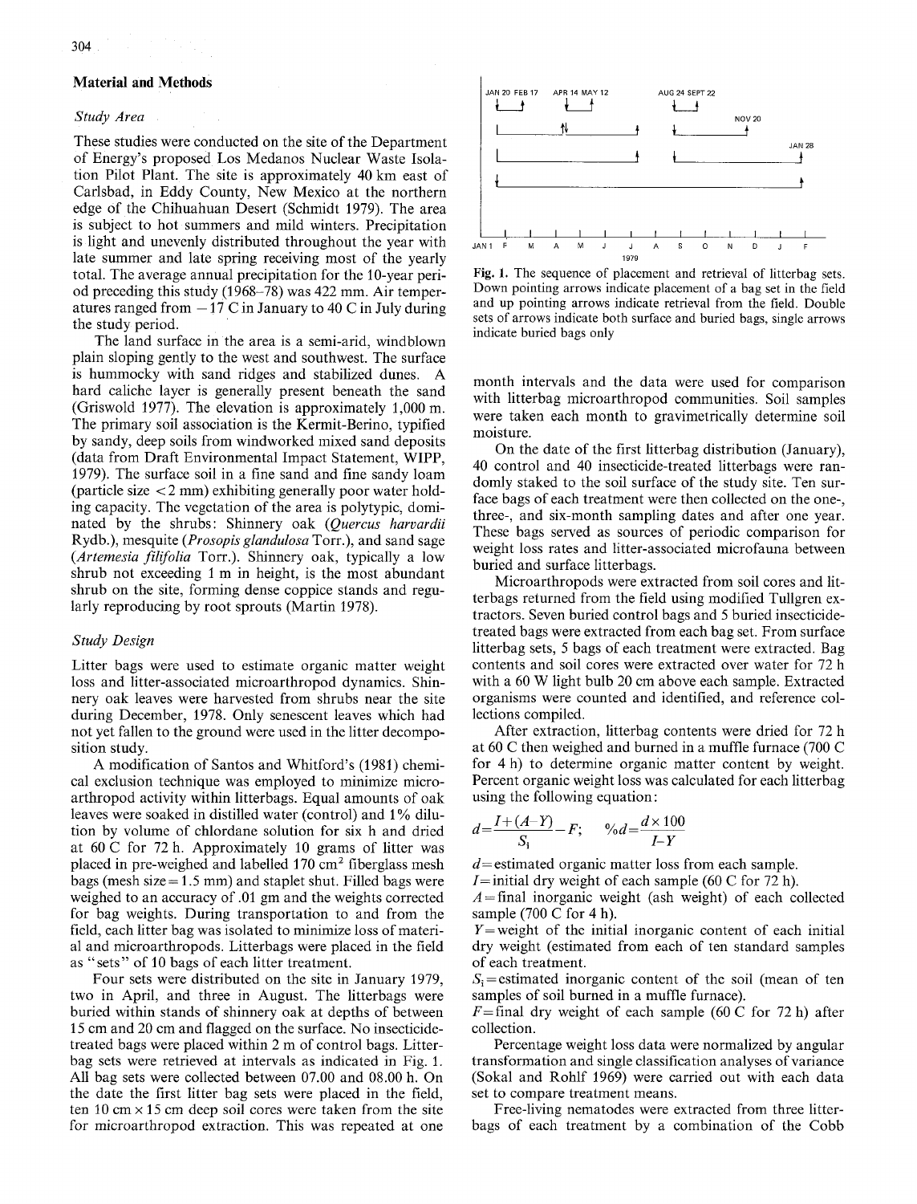## Material and Methods

### Study Area

These studies were conducted on the site of the Department of Energy's proposed Los Medanos Nuclear Waste Isolation Pilot Plant. The site is approximately 40 km east of Carlsbad, in Eddy County, New Mexico at the northern edge of the Chihuahuan Desert (Schmidt 1979). The area is subject to hot summers and mild winters. Precipitation is light and unevenly distributed throughout the year with late summer and late spring receiving most of the yearly total. The average annual precipitation for the 10-year period preceding this study (1968–78) was 422 mm. Air temperatures ranged from −17 C in January to 40 C in July during the study period.

The land surface in the area is a semi-arid, windblown plain sloping gently to the west and southwest. The surface is hummocky with sand ridges and stabilized dunes. A hard caliche layer is generally present beneath the sand (Griswold 1977). The elevation is approximately 1,000 m. The primary soil association is the Kermit-Berino, typified by sandy, deep soils from windworked mixed sand deposits (data from Draft Environmental Impact Statement, WIPP, 1979). The surface soil in a fine sand and fine sandy loam (particle size <2 mm) exhibiting generally poor water holding capacity. The vegetation of the area is polytypic, dominated by the shrubs: Shinnery oak (*Quercus harvardii* Rydb.), mesquite (*Prosopis glandulosa* Torr.), and sand sage (*Artemesia filifolia* Torr.). Shinnery oak, typically a low shrub not exceeding 1 m in height, is the most abundant shrub on the site, forming dense coppice stands and regularly reproducing by root sprouts (Martin 1978).

### Study Design

Litter bags were used to estimate organic matter weight loss and litter-associated microarthropod dynamics. Shinnery oak leaves were harvested from shrubs near the site during December, 1978. Only senescent leaves which had not yet fallen to the ground were used in the litter decomposition study.

A modification of Santos and Whitford's (1981) chemical exclusion technique was employed to minimize microarthropod activity within litterbags. Equal amounts of oak leaves were soaked in distilled water (control) and 1% dilution by volume of chlordane solution for six h and dried at 60 C for 72 h. Approximately 10 grams of litter was placed in pre-weighed and labelled 170 cm$^2$ fiberglass mesh bags (mesh size = 1.5 mm) and staplet shut. Filled bags were weighed to an accuracy of .01 gm and the weights corrected for bag weights. During transportation to and from the field, each litter bag was isolated to minimize loss of material and microarthropods. Litterbags were placed in the field as "sets" of 10 bags of each litter treatment.

Four sets were distributed on the site in January 1979, two in April, and three in August. The litterbags were buried within stands of shinnery oak at depths of between 15 cm and 20 cm and flagged on the surface. No insecticide-treated bags were placed within 2 m of control bags. Litterbag sets were retrieved at intervals as indicated in Fig. 1. All bag sets were collected between 07.00 and 08.00 h. On the date the first litter bag sets were placed in the field, ten 10 cm × 15 cm deep soil cores were taken from the site for microarthropod extraction. This was repeated at one month intervals and the data were used for comparison with litterbag microarthropod communities. Soil samples were taken each month to gravimetrically determine soil moisture.

JAN 20 FEB 17 APR 14 MAY 12 AUG 24 SEPT 22
NOV 20
JAN 28
JAN 1 F M A M J J A S O N D J F
1979

Fig. 1. The sequence of placement and retrieval of litterbag sets. Down pointing arrows indicate placement of a bag set in the field and up pointing arrows indicate retrieval from the field. Double sets of arrows indicate both surface and buried bags, single arrows indicate buried bags only

On the date of the first litterbag distribution (January), 40 control and 40 insecticide-treated litterbags were randomly staked to the soil surface of the study site. Ten surface bags of each treatment were then collected on the one-, three-, and six-month sampling dates and after one year. These bags served as sources of periodic comparison for weight loss rates and litter-associated microfauna between buried and surface litterbags.

Microarthropods were extracted from soil cores and litterbags returned from the field using modified Tullgren extractors. Seven buried control bags and 5 buried insecticide-treated bags were extracted from each bag set. From surface litterbag sets, 5 bags of each treatment were extracted. Bag contents and soil cores were extracted over water for 72 h with a 60 W light bulb 20 cm above each sample. Extracted organisms were counted and identified, and reference collections compiled.

After extraction, litterbag contents were dried for 72 h at 60 C then weighed and burned in a muffle furnace (700 C for 4 h) to determine organic matter content by weight. Percent organic weight loss was calculated for each litterbag using the following equation:

$$d = \frac{I + (A - Y)}{S_i} - F; \quad \%d = \frac{d \times 100}{I - Y}$$

$d$ = estimated organic matter loss from each sample.
$I$ = initial dry weight of each sample (60 C for 72 h).
$A$ = final inorganic weight (ash weight) of each collected sample (700 C for 4 h).
$Y$ = weight of the initial inorganic content of each initial dry weight (estimated from each of ten standard samples of each treatment.
$S_i$ = estimated inorganic content of the soil (mean of ten samples of soil burned in a muffle furnace).
$F$ = final dry weight of each sample (60 C for 72 h) after collection.

Percentage weight loss data were normalized by angular transformation and single classification analyses of variance (Sokal and Rohlf 1969) were carried out with each data set to compare treatment means.

Free-living nematodes were extracted from three litterbags of each treatment by a combination of the Cobb